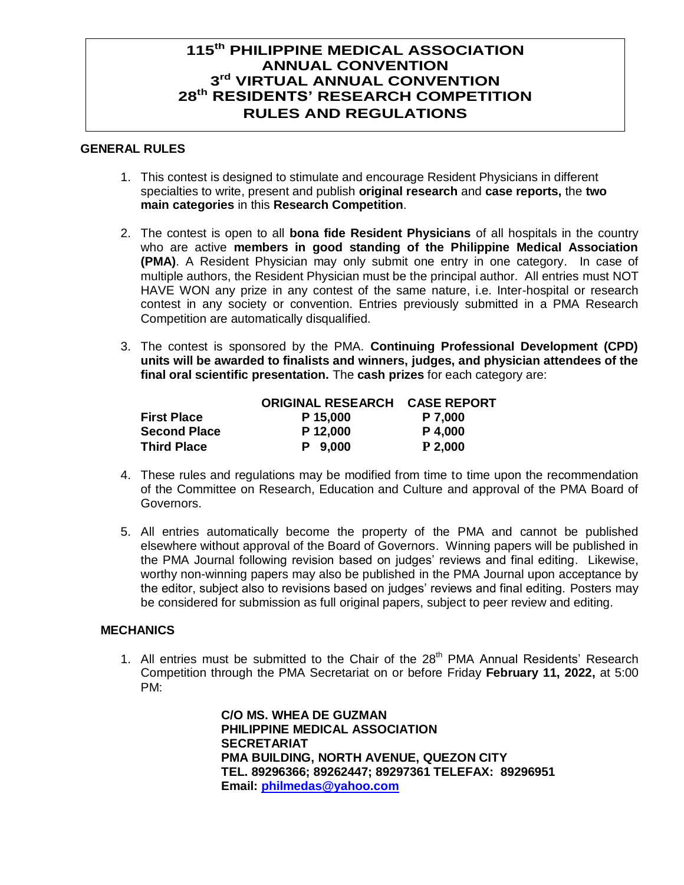# 115th PHILIPPINE MEDICAL ASSOCIATION ANNUAL CONVENTION
# 3rd VIRTUAL ANNUAL CONVENTION
# 28th RESIDENTS' RESEARCH COMPETITION
# RULES AND REGULATIONS

## GENERAL RULES

1. This contest is designed to stimulate and encourage Resident Physicians in different specialties to write, present and publish **original research** and **case reports,** the **two main categories** in this **Research Competition**.

2. The contest is open to all **bona fide Resident Physicians** of all hospitals in the country who are active **members in good standing of the Philippine Medical Association (PMA)**. A Resident Physician may only submit one entry in one category. In case of multiple authors, the Resident Physician must be the principal author. All entries must NOT HAVE WON any prize in any contest of the same nature, i.e. Inter-hospital or research contest in any society or convention. Entries previously submitted in a PMA Research Competition are automatically disqualified.

3. The contest is sponsored by the PMA. **Continuing Professional Development (CPD) units will be awarded to finalists and winners, judges, and physician attendees of the final oral scientific presentation.** The **cash prizes** for each category are:

| | ORIGINAL RESEARCH | CASE REPORT |
|---|---|---|
| **First Place** | P 15,000 | P 7,000 |
| **Second Place** | P 12,000 | P 4,000 |
| **Third Place** | P 9,000 | P 2,000 |

4. These rules and regulations may be modified from time to time upon the recommendation of the Committee on Research, Education and Culture and approval of the PMA Board of Governors.

5. All entries automatically become the property of the PMA and cannot be published elsewhere without approval of the Board of Governors. Winning papers will be published in the PMA Journal following revision based on judges' reviews and final editing. Likewise, worthy non-winning papers may also be published in the PMA Journal upon acceptance by the editor, subject also to revisions based on judges' reviews and final editing. Posters may be considered for submission as full original papers, subject to peer review and editing.

## MECHANICS

1. All entries must be submitted to the Chair of the 28th PMA Annual Residents' Research Competition through the PMA Secretariat on or before Friday **February 11, 2022,** at 5:00 PM:

   **C/O MS. WHEA DE GUZMAN**
   **PHILIPPINE MEDICAL ASSOCIATION**
   **SECRETARIAT**
   **PMA BUILDING, NORTH AVENUE, QUEZON CITY**
   **TEL. 89296366; 89262447; 89297361 TELEFAX: 89296951**
   **Email: philmedas@yahoo.com**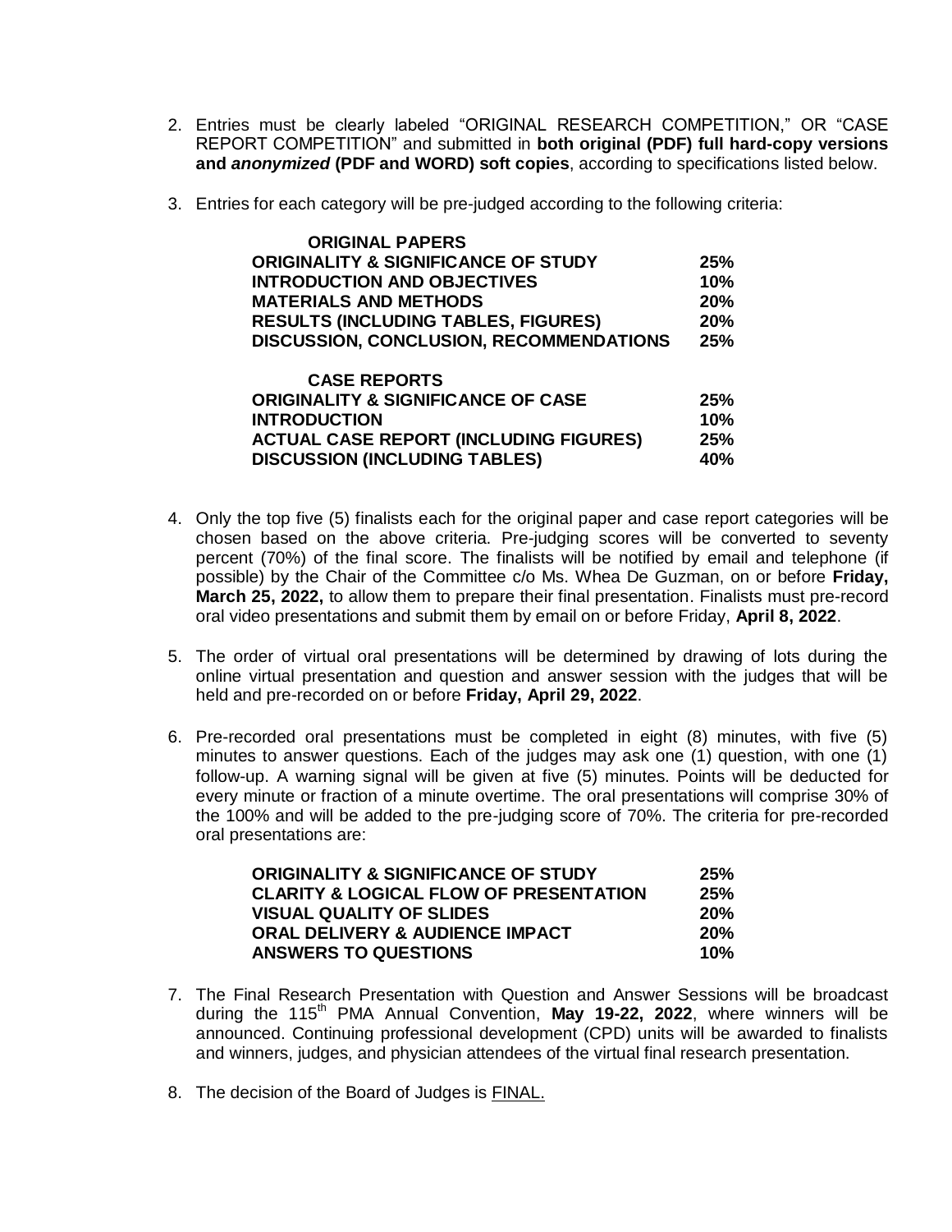2. Entries must be clearly labeled "ORIGINAL RESEARCH COMPETITION," OR "CASE REPORT COMPETITION" and submitted in **both original (PDF) full hard-copy versions and *anonymized* (PDF and WORD) soft copies**, according to specifications listed below.

3. Entries for each category will be pre-judged according to the following criteria:

| **ORIGINAL PAPERS** | |
|---|---|
| **ORIGINALITY & SIGNIFICANCE OF STUDY** | **25%** |
| **INTRODUCTION AND OBJECTIVES** | **10%** |
| **MATERIALS AND METHODS** | **20%** |
| **RESULTS (INCLUDING TABLES, FIGURES)** | **20%** |
| **DISCUSSION, CONCLUSION, RECOMMENDATIONS** | **25%** |

| **CASE REPORTS** | |
|---|---|
| **ORIGINALITY & SIGNIFICANCE OF CASE** | **25%** |
| **INTRODUCTION** | **10%** |
| **ACTUAL CASE REPORT (INCLUDING FIGURES)** | **25%** |
| **DISCUSSION (INCLUDING TABLES)** | **40%** |

4. Only the top five (5) finalists each for the original paper and case report categories will be chosen based on the above criteria. Pre-judging scores will be converted to seventy percent (70%) of the final score. The finalists will be notified by email and telephone (if possible) by the Chair of the Committee c/o Ms. Whea De Guzman, on or before **Friday, March 25, 2022,** to allow them to prepare their final presentation. Finalists must pre-record oral video presentations and submit them by email on or before Friday, **April 8, 2022**.

5. The order of virtual oral presentations will be determined by drawing of lots during the online virtual presentation and question and answer session with the judges that will be held and pre-recorded on or before **Friday, April 29, 2022**.

6. Pre-recorded oral presentations must be completed in eight (8) minutes, with five (5) minutes to answer questions. Each of the judges may ask one (1) question, with one (1) follow-up. A warning signal will be given at five (5) minutes. Points will be deducted for every minute or fraction of a minute overtime. The oral presentations will comprise 30% of the 100% and will be added to the pre-judging score of 70%. The criteria for pre-recorded oral presentations are:

| | |
|---|---|
| **ORIGINALITY & SIGNIFICANCE OF STUDY** | **25%** |
| **CLARITY & LOGICAL FLOW OF PRESENTATION** | **25%** |
| **VISUAL QUALITY OF SLIDES** | **20%** |
| **ORAL DELIVERY & AUDIENCE IMPACT** | **20%** |
| **ANSWERS TO QUESTIONS** | **10%** |

7. The Final Research Presentation with Question and Answer Sessions will be broadcast during the 115th PMA Annual Convention, **May 19-22, 2022**, where winners will be announced. Continuing professional development (CPD) units will be awarded to finalists and winners, judges, and physician attendees of the virtual final research presentation.

8. The decision of the Board of Judges is FINAL.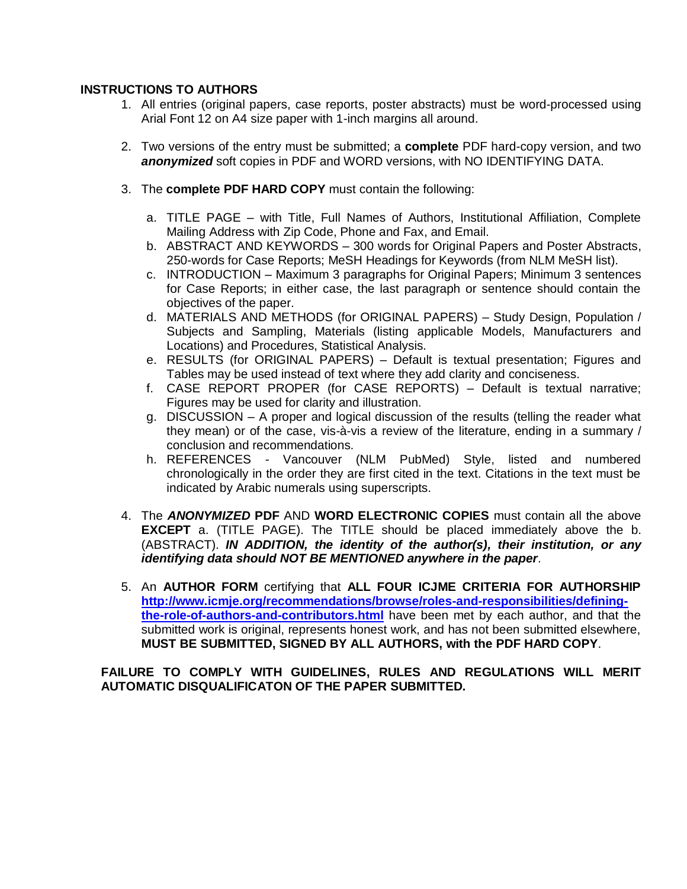**INSTRUCTIONS TO AUTHORS**

1. All entries (original papers, case reports, poster abstracts) must be word-processed using Arial Font 12 on A4 size paper with 1-inch margins all around.

2. Two versions of the entry must be submitted; a **complete** PDF hard-copy version, and two ***anonymized*** soft copies in PDF and WORD versions, with NO IDENTIFYING DATA.

3. The **complete PDF HARD COPY** must contain the following:

   a. TITLE PAGE – with Title, Full Names of Authors, Institutional Affiliation, Complete Mailing Address with Zip Code, Phone and Fax, and Email.
   b. ABSTRACT AND KEYWORDS – 300 words for Original Papers and Poster Abstracts, 250-words for Case Reports; MeSH Headings for Keywords (from NLM MeSH list).
   c. INTRODUCTION – Maximum 3 paragraphs for Original Papers; Minimum 3 sentences for Case Reports; in either case, the last paragraph or sentence should contain the objectives of the paper.
   d. MATERIALS AND METHODS (for ORIGINAL PAPERS) – Study Design, Population / Subjects and Sampling, Materials (listing applicable Models, Manufacturers and Locations) and Procedures, Statistical Analysis.
   e. RESULTS (for ORIGINAL PAPERS) – Default is textual presentation; Figures and Tables may be used instead of text where they add clarity and conciseness.
   f. CASE REPORT PROPER (for CASE REPORTS) – Default is textual narrative; Figures may be used for clarity and illustration.
   g. DISCUSSION – A proper and logical discussion of the results (telling the reader what they mean) or of the case, vis-à-vis a review of the literature, ending in a summary / conclusion and recommendations.
   h. REFERENCES - Vancouver (NLM PubMed) Style, listed and numbered chronologically in the order they are first cited in the text. Citations in the text must be indicated by Arabic numerals using superscripts.

4. The ***ANONYMIZED*** **PDF** AND **WORD ELECTRONIC COPIES** must contain all the above **EXCEPT** a. (TITLE PAGE). The TITLE should be placed immediately above the b. (ABSTRACT). ***IN ADDITION, the identity of the author(s), their institution, or any identifying data should NOT BE MENTIONED anywhere in the paper***.

5. An **AUTHOR FORM** certifying that **ALL FOUR ICJME CRITERIA FOR AUTHORSHIP** **[http://www.icmje.org/recommendations/browse/roles-and-responsibilities/defining-the-role-of-authors-and-contributors.html](http://www.icmje.org/recommendations/browse/roles-and-responsibilities/defining-the-role-of-authors-and-contributors.html)** have been met by each author, and that the submitted work is original, represents honest work, and has not been submitted elsewhere, **MUST BE SUBMITTED, SIGNED BY ALL AUTHORS, with the PDF HARD COPY**.

**FAILURE TO COMPLY WITH GUIDELINES, RULES AND REGULATIONS WILL MERIT AUTOMATIC DISQUALIFICATON OF THE PAPER SUBMITTED.**